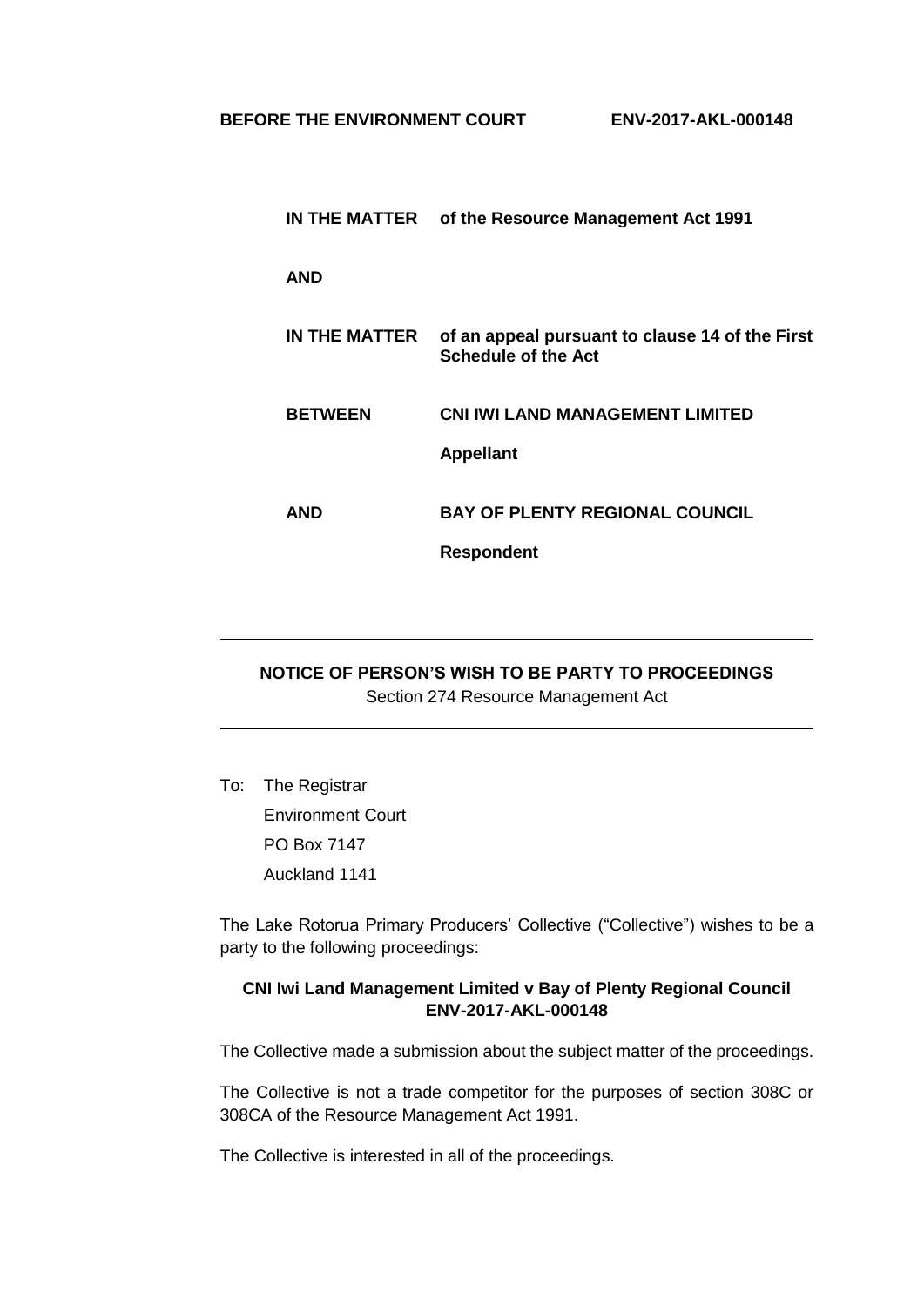**BEFORE THE ENVIRONMENT COURT** **ENV-2017-AKL-000148**

| | |
|---|---|
| **IN THE MATTER** | **of the Resource Management Act 1991** |
| **AND** | |
| **IN THE MATTER** | **of an appeal pursuant to clause 14 of the First Schedule of the Act** |
| **BETWEEN** | **CNI IWI LAND MANAGEMENT LIMITED** |
| | **Appellant** |
| **AND** | **BAY OF PLENTY REGIONAL COUNCIL** |
| | **Respondent** |

---

**NOTICE OF PERSON'S WISH TO BE PARTY TO PROCEEDINGS**

Section 274 Resource Management Act

---

To: The Registrar
Environment Court
PO Box 7147
Auckland 1141

The Lake Rotorua Primary Producers' Collective ("Collective") wishes to be a party to the following proceedings:

**CNI Iwi Land Management Limited v Bay of Plenty Regional Council ENV-2017-AKL-000148**

The Collective made a submission about the subject matter of the proceedings.

The Collective is not a trade competitor for the purposes of section 308C or 308CA of the Resource Management Act 1991.

The Collective is interested in all of the proceedings.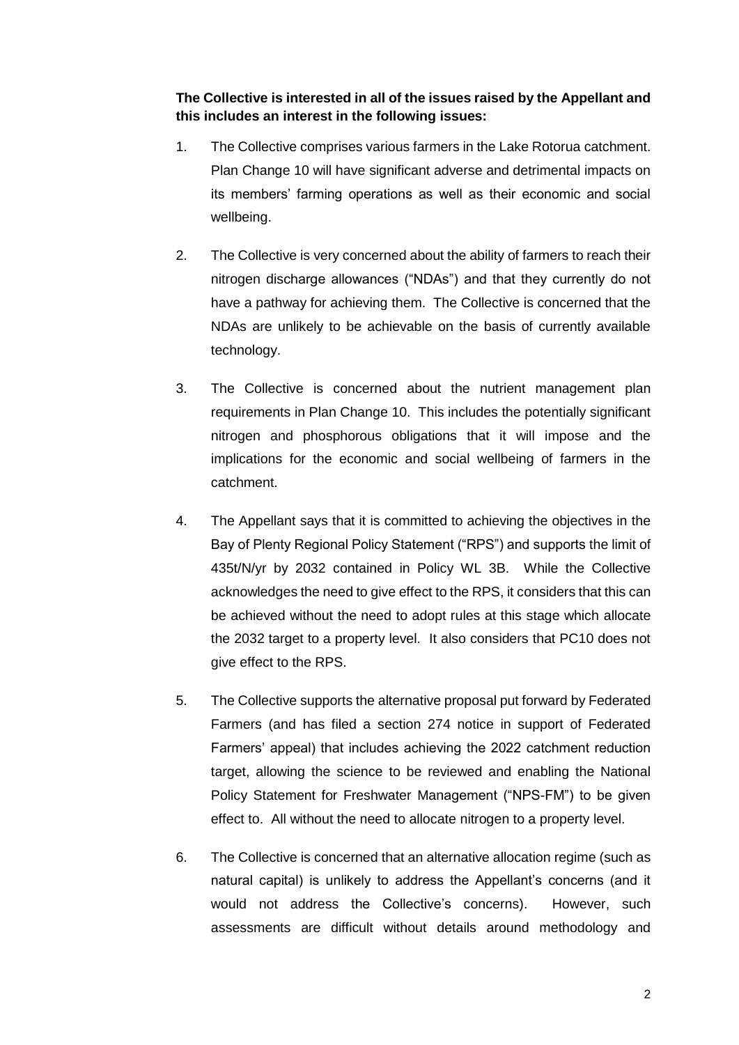**The Collective is interested in all of the issues raised by the Appellant and this includes an interest in the following issues:**

1. The Collective comprises various farmers in the Lake Rotorua catchment. Plan Change 10 will have significant adverse and detrimental impacts on its members' farming operations as well as their economic and social wellbeing.

2. The Collective is very concerned about the ability of farmers to reach their nitrogen discharge allowances ("NDAs") and that they currently do not have a pathway for achieving them. The Collective is concerned that the NDAs are unlikely to be achievable on the basis of currently available technology.

3. The Collective is concerned about the nutrient management plan requirements in Plan Change 10. This includes the potentially significant nitrogen and phosphorous obligations that it will impose and the implications for the economic and social wellbeing of farmers in the catchment.

4. The Appellant says that it is committed to achieving the objectives in the Bay of Plenty Regional Policy Statement ("RPS") and supports the limit of 435t/N/yr by 2032 contained in Policy WL 3B. While the Collective acknowledges the need to give effect to the RPS, it considers that this can be achieved without the need to adopt rules at this stage which allocate the 2032 target to a property level. It also considers that PC10 does not give effect to the RPS.

5. The Collective supports the alternative proposal put forward by Federated Farmers (and has filed a section 274 notice in support of Federated Farmers' appeal) that includes achieving the 2022 catchment reduction target, allowing the science to be reviewed and enabling the National Policy Statement for Freshwater Management ("NPS-FM") to be given effect to. All without the need to allocate nitrogen to a property level.

6. The Collective is concerned that an alternative allocation regime (such as natural capital) is unlikely to address the Appellant's concerns (and it would not address the Collective's concerns). However, such assessments are difficult without details around methodology and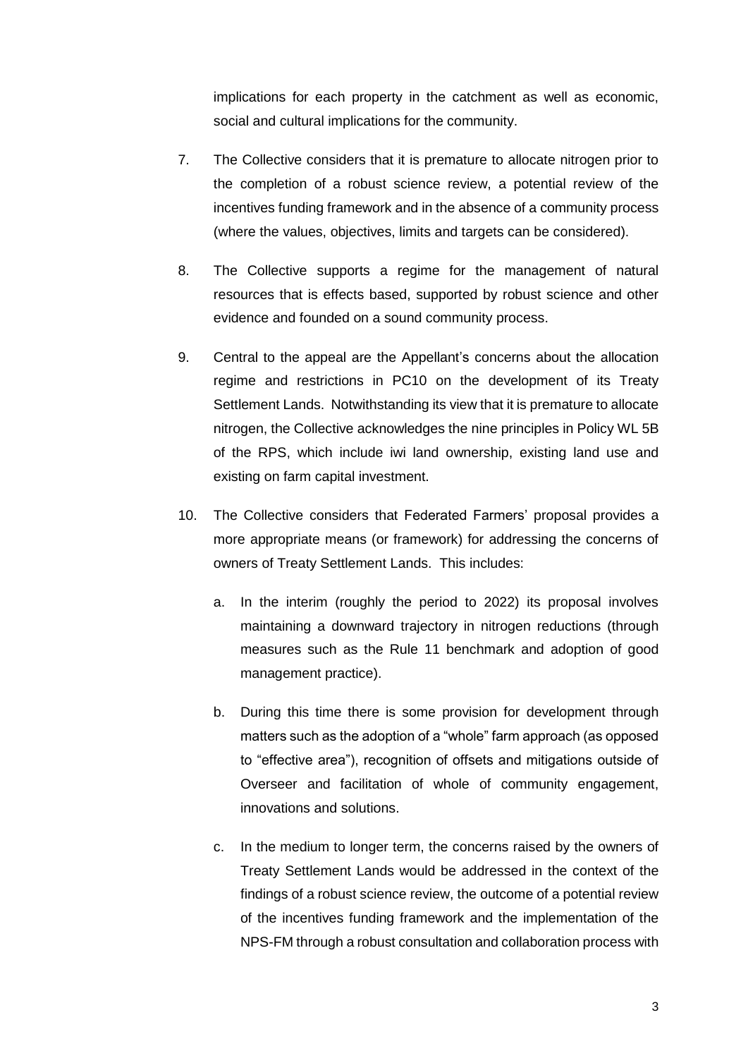implications for each property in the catchment as well as economic, social and cultural implications for the community.

7. The Collective considers that it is premature to allocate nitrogen prior to the completion of a robust science review, a potential review of the incentives funding framework and in the absence of a community process (where the values, objectives, limits and targets can be considered).

8. The Collective supports a regime for the management of natural resources that is effects based, supported by robust science and other evidence and founded on a sound community process.

9. Central to the appeal are the Appellant's concerns about the allocation regime and restrictions in PC10 on the development of its Treaty Settlement Lands. Notwithstanding its view that it is premature to allocate nitrogen, the Collective acknowledges the nine principles in Policy WL 5B of the RPS, which include iwi land ownership, existing land use and existing on farm capital investment.

10. The Collective considers that Federated Farmers' proposal provides a more appropriate means (or framework) for addressing the concerns of owners of Treaty Settlement Lands. This includes:

    a. In the interim (roughly the period to 2022) its proposal involves maintaining a downward trajectory in nitrogen reductions (through measures such as the Rule 11 benchmark and adoption of good management practice).

    b. During this time there is some provision for development through matters such as the adoption of a "whole" farm approach (as opposed to "effective area"), recognition of offsets and mitigations outside of Overseer and facilitation of whole of community engagement, innovations and solutions.

    c. In the medium to longer term, the concerns raised by the owners of Treaty Settlement Lands would be addressed in the context of the findings of a robust science review, the outcome of a potential review of the incentives funding framework and the implementation of the NPS-FM through a robust consultation and collaboration process with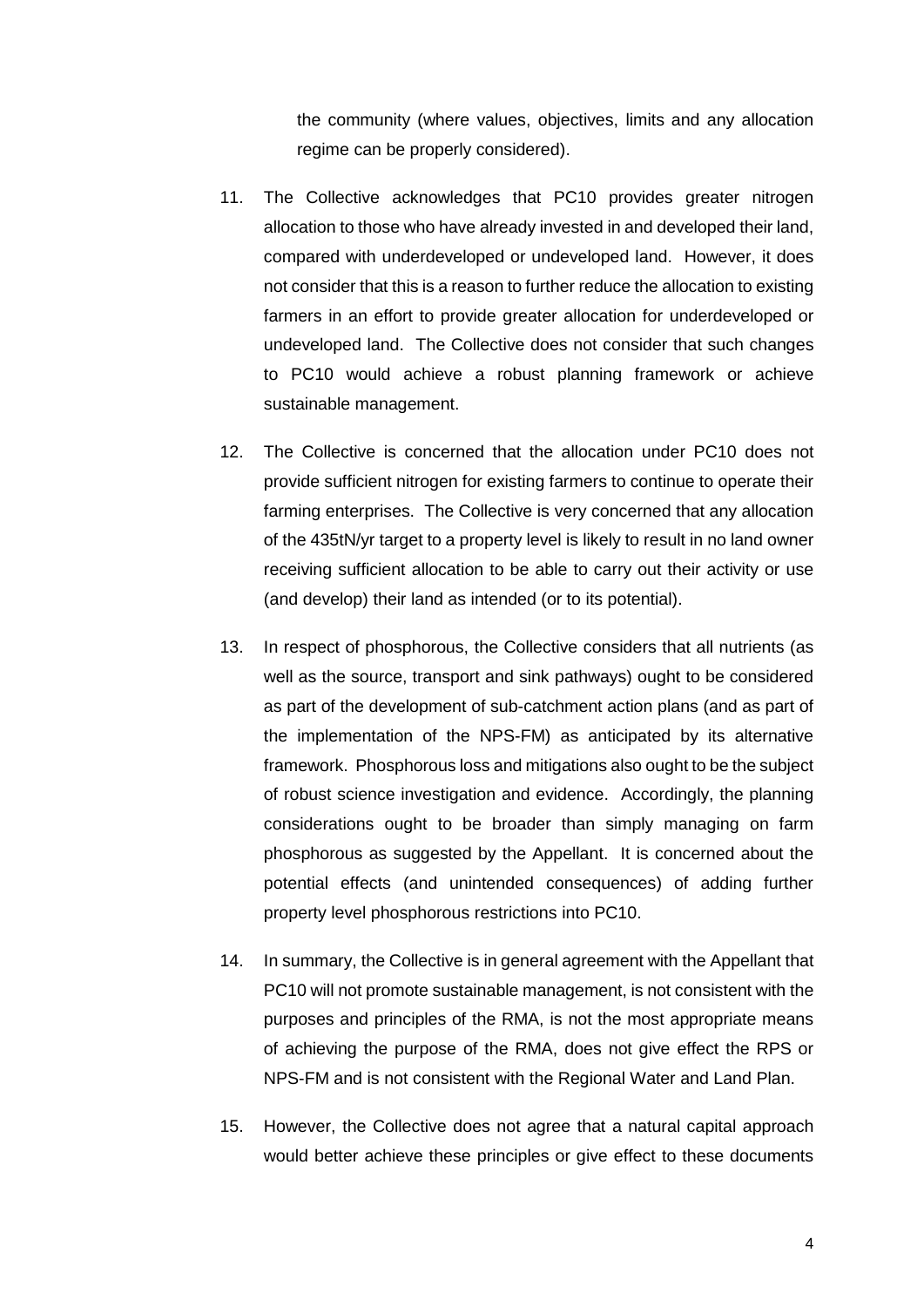the community (where values, objectives, limits and any allocation regime can be properly considered).

11. The Collective acknowledges that PC10 provides greater nitrogen allocation to those who have already invested in and developed their land, compared with underdeveloped or undeveloped land. However, it does not consider that this is a reason to further reduce the allocation to existing farmers in an effort to provide greater allocation for underdeveloped or undeveloped land. The Collective does not consider that such changes to PC10 would achieve a robust planning framework or achieve sustainable management.

12. The Collective is concerned that the allocation under PC10 does not provide sufficient nitrogen for existing farmers to continue to operate their farming enterprises. The Collective is very concerned that any allocation of the 435tN/yr target to a property level is likely to result in no land owner receiving sufficient allocation to be able to carry out their activity or use (and develop) their land as intended (or to its potential).

13. In respect of phosphorous, the Collective considers that all nutrients (as well as the source, transport and sink pathways) ought to be considered as part of the development of sub-catchment action plans (and as part of the implementation of the NPS-FM) as anticipated by its alternative framework. Phosphorous loss and mitigations also ought to be the subject of robust science investigation and evidence. Accordingly, the planning considerations ought to be broader than simply managing on farm phosphorous as suggested by the Appellant. It is concerned about the potential effects (and unintended consequences) of adding further property level phosphorous restrictions into PC10.

14. In summary, the Collective is in general agreement with the Appellant that PC10 will not promote sustainable management, is not consistent with the purposes and principles of the RMA, is not the most appropriate means of achieving the purpose of the RMA, does not give effect the RPS or NPS-FM and is not consistent with the Regional Water and Land Plan.

15. However, the Collective does not agree that a natural capital approach would better achieve these principles or give effect to these documents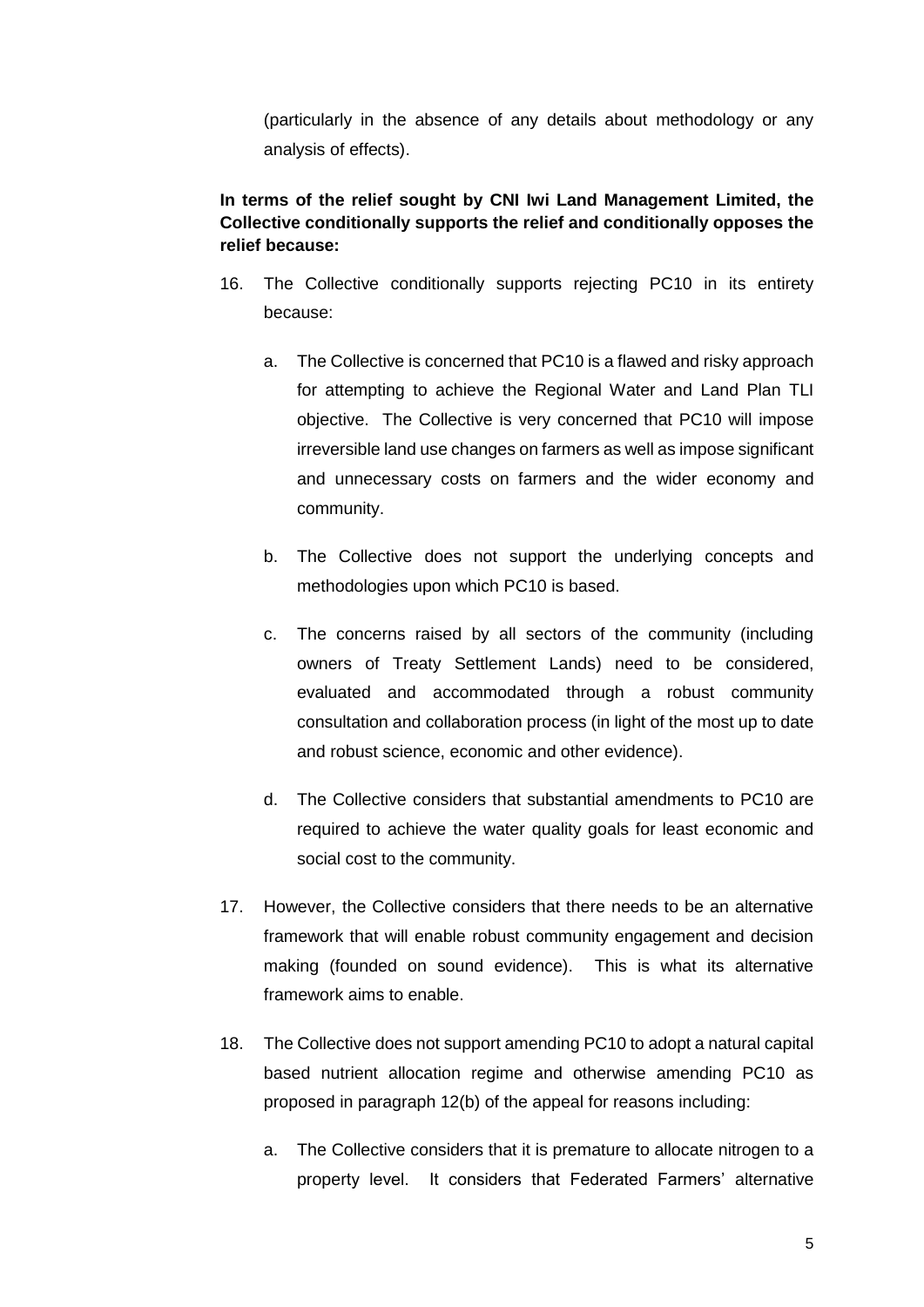(particularly in the absence of any details about methodology or any analysis of effects).

**In terms of the relief sought by CNI Iwi Land Management Limited, the Collective conditionally supports the relief and conditionally opposes the relief because:**

16. The Collective conditionally supports rejecting PC10 in its entirety because:

    a. The Collective is concerned that PC10 is a flawed and risky approach for attempting to achieve the Regional Water and Land Plan TLI objective. The Collective is very concerned that PC10 will impose irreversible land use changes on farmers as well as impose significant and unnecessary costs on farmers and the wider economy and community.

    b. The Collective does not support the underlying concepts and methodologies upon which PC10 is based.

    c. The concerns raised by all sectors of the community (including owners of Treaty Settlement Lands) need to be considered, evaluated and accommodated through a robust community consultation and collaboration process (in light of the most up to date and robust science, economic and other evidence).

    d. The Collective considers that substantial amendments to PC10 are required to achieve the water quality goals for least economic and social cost to the community.

17. However, the Collective considers that there needs to be an alternative framework that will enable robust community engagement and decision making (founded on sound evidence). This is what its alternative framework aims to enable.

18. The Collective does not support amending PC10 to adopt a natural capital based nutrient allocation regime and otherwise amending PC10 as proposed in paragraph 12(b) of the appeal for reasons including:

    a. The Collective considers that it is premature to allocate nitrogen to a property level. It considers that Federated Farmers' alternative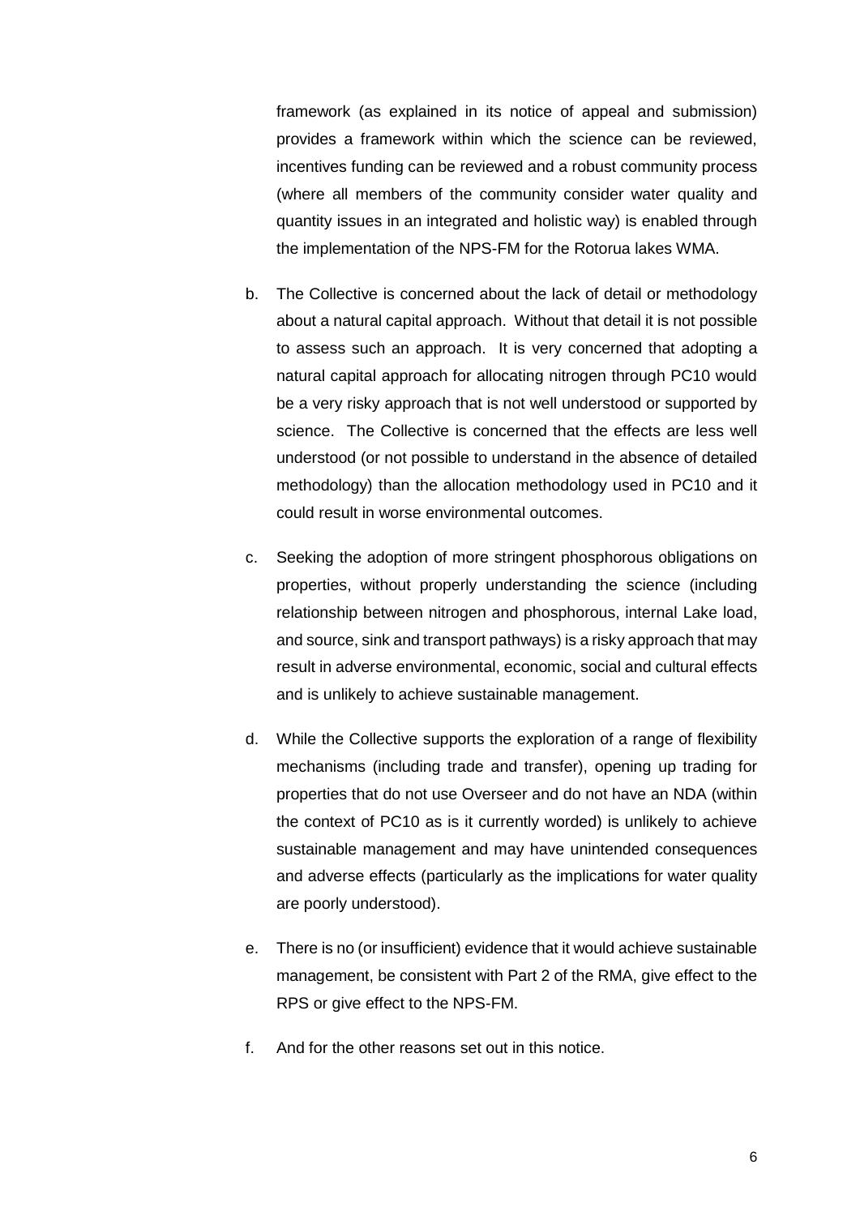framework (as explained in its notice of appeal and submission) provides a framework within which the science can be reviewed, incentives funding can be reviewed and a robust community process (where all members of the community consider water quality and quantity issues in an integrated and holistic way) is enabled through the implementation of the NPS-FM for the Rotorua lakes WMA.

b. The Collective is concerned about the lack of detail or methodology about a natural capital approach. Without that detail it is not possible to assess such an approach. It is very concerned that adopting a natural capital approach for allocating nitrogen through PC10 would be a very risky approach that is not well understood or supported by science. The Collective is concerned that the effects are less well understood (or not possible to understand in the absence of detailed methodology) than the allocation methodology used in PC10 and it could result in worse environmental outcomes.

c. Seeking the adoption of more stringent phosphorous obligations on properties, without properly understanding the science (including relationship between nitrogen and phosphorous, internal Lake load, and source, sink and transport pathways) is a risky approach that may result in adverse environmental, economic, social and cultural effects and is unlikely to achieve sustainable management.

d. While the Collective supports the exploration of a range of flexibility mechanisms (including trade and transfer), opening up trading for properties that do not use Overseer and do not have an NDA (within the context of PC10 as is it currently worded) is unlikely to achieve sustainable management and may have unintended consequences and adverse effects (particularly as the implications for water quality are poorly understood).

e. There is no (or insufficient) evidence that it would achieve sustainable management, be consistent with Part 2 of the RMA, give effect to the RPS or give effect to the NPS-FM.

f. And for the other reasons set out in this notice.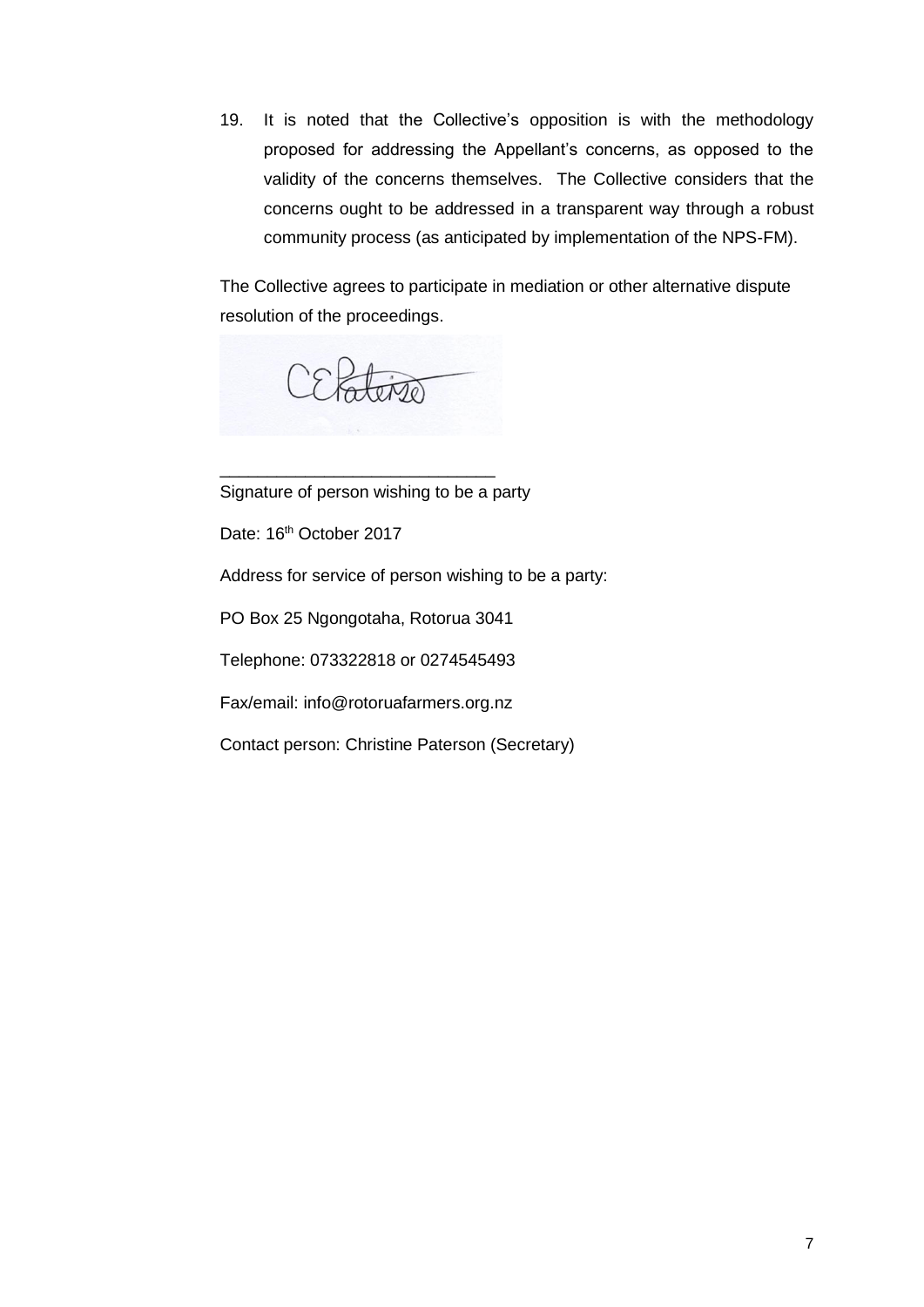19. It is noted that the Collective's opposition is with the methodology proposed for addressing the Appellant's concerns, as opposed to the validity of the concerns themselves. The Collective considers that the concerns ought to be addressed in a transparent way through a robust community process (as anticipated by implementation of the NPS-FM).

The Collective agrees to participate in mediation or other alternative dispute resolution of the proceedings.

_____________________________

Signature of person wishing to be a party

Date: 16th October 2017

Address for service of person wishing to be a party:

PO Box 25 Ngongotaha, Rotorua 3041

Telephone: 073322818 or 0274545493

Fax/email: info@rotoruafarmers.org.nz

Contact person: Christine Paterson (Secretary)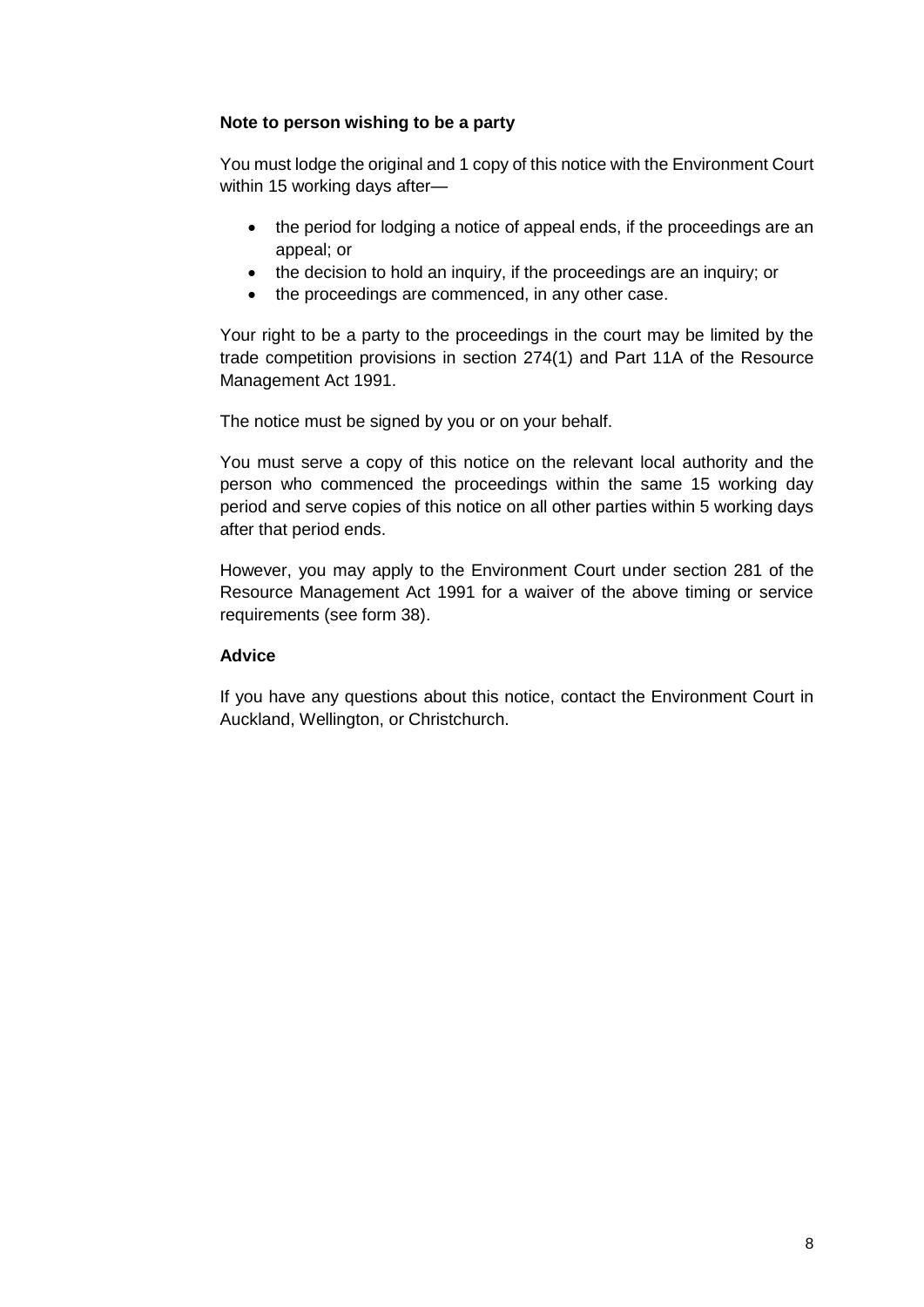**Note to person wishing to be a party**

You must lodge the original and 1 copy of this notice with the Environment Court within 15 working days after—

- the period for lodging a notice of appeal ends, if the proceedings are an appeal; or
- the decision to hold an inquiry, if the proceedings are an inquiry; or
- the proceedings are commenced, in any other case.

Your right to be a party to the proceedings in the court may be limited by the trade competition provisions in section 274(1) and Part 11A of the Resource Management Act 1991.

The notice must be signed by you or on your behalf.

You must serve a copy of this notice on the relevant local authority and the person who commenced the proceedings within the same 15 working day period and serve copies of this notice on all other parties within 5 working days after that period ends.

However, you may apply to the Environment Court under section 281 of the Resource Management Act 1991 for a waiver of the above timing or service requirements (see form 38).

**Advice**

If you have any questions about this notice, contact the Environment Court in Auckland, Wellington, or Christchurch.